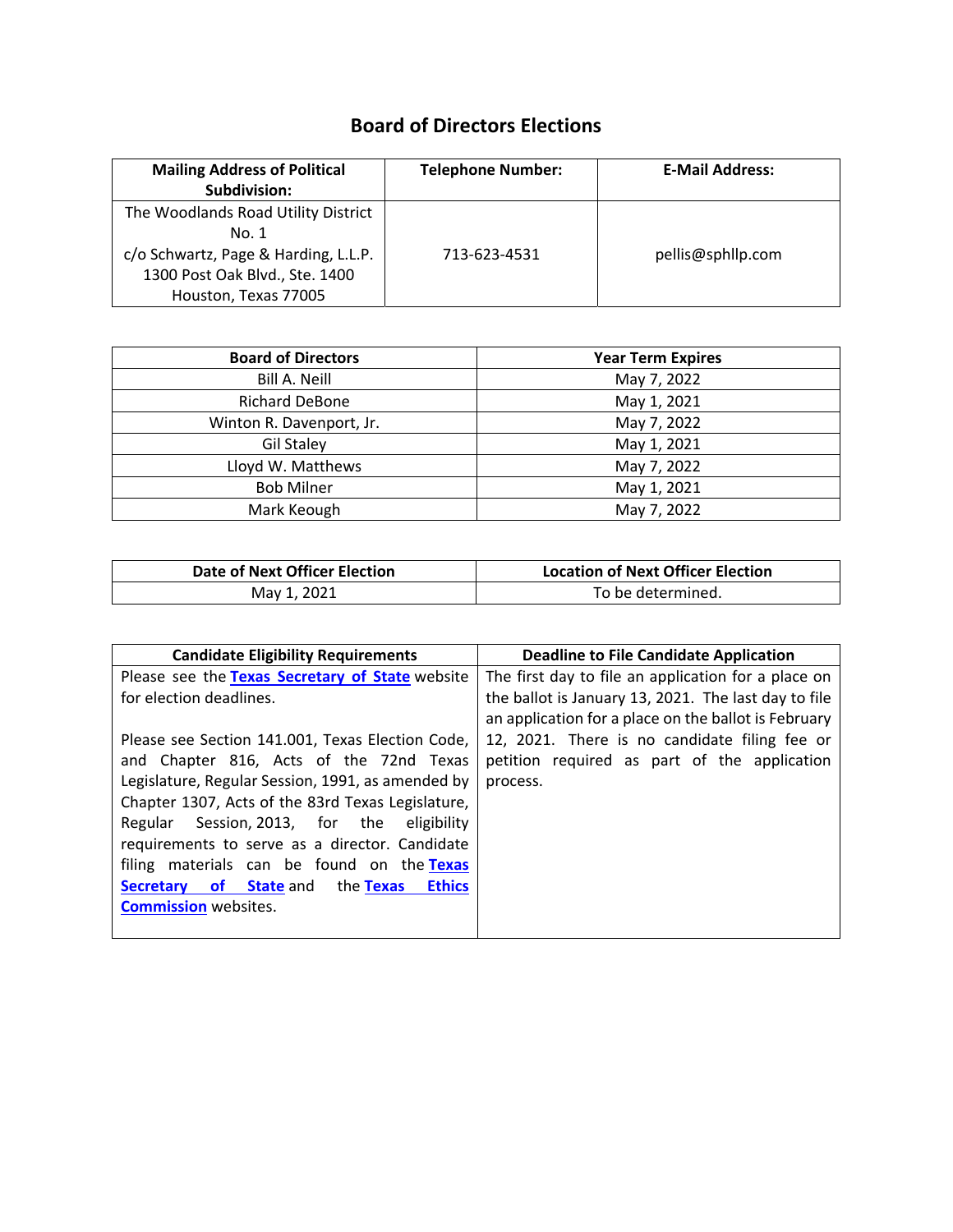# Board of Directors Elections

| Mailing Address of Political Subdivision: | Telephone Number: | E-Mail Address: |
| --- | --- | --- |
| The Woodlands Road Utility District No. 1<br>c/o Schwartz, Page & Harding, L.L.P.<br>1300 Post Oak Blvd., Ste. 1400<br>Houston, Texas 77005 | 713-623-4531 | pellis@sphllp.com |

| Board of Directors | Year Term Expires |
| --- | --- |
| Bill A. Neill | May 7, 2022 |
| Richard DeBone | May 1, 2021 |
| Winton R. Davenport, Jr. | May 7, 2022 |
| Gil Staley | May 1, 2021 |
| Lloyd W. Matthews | May 7, 2022 |
| Bob Milner | May 1, 2021 |
| Mark Keough | May 7, 2022 |

| Date of Next Officer Election | Location of Next Officer Election |
| --- | --- |
| May 1, 2021 | To be determined. |

| Candidate Eligibility Requirements | Deadline to File Candidate Application |
| --- | --- |
| Please see the **Texas Secretary of State** website for election deadlines.<br><br>Please see Section 141.001, Texas Election Code, and Chapter 816, Acts of the 72nd Texas Legislature, Regular Session, 1991, as amended by Chapter 1307, Acts of the 83rd Texas Legislature, Regular Session, 2013, for the eligibility requirements to serve as a director. Candidate filing materials can be found on the **Texas Secretary of State** and the **Texas Ethics Commission** websites. | The first day to file an application for a place on the ballot is January 13, 2021. The last day to file an application for a place on the ballot is February 12, 2021. There is no candidate filing fee or petition required as part of the application process. |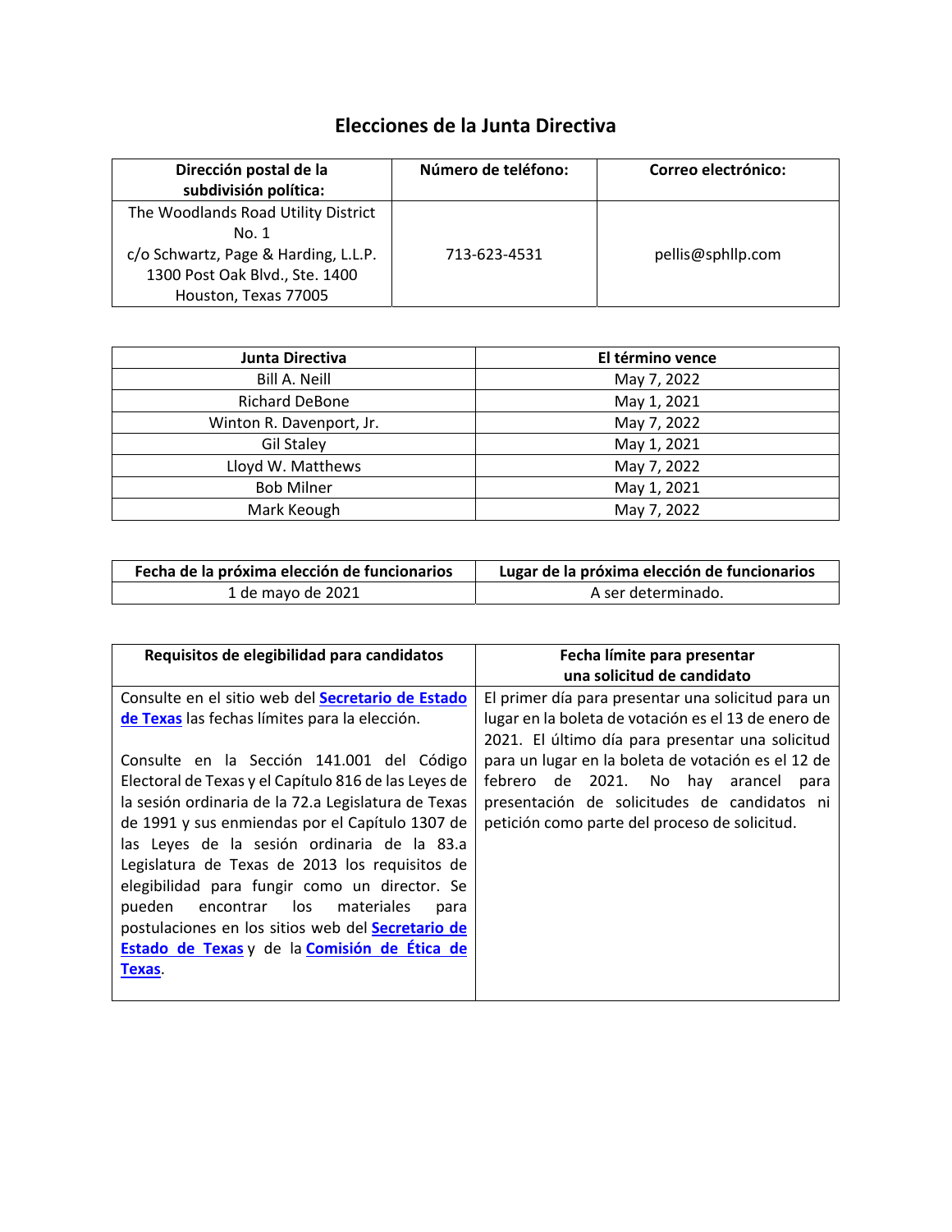# Elecciones de la Junta Directiva

| Dirección postal de la subdivisión política: | Número de teléfono: | Correo electrónico: |
|---|---|---|
| The Woodlands Road Utility District No. 1<br>c/o Schwartz, Page & Harding, L.L.P.<br>1300 Post Oak Blvd., Ste. 1400<br>Houston, Texas 77005 | 713-623-4531 | pellis@sphllp.com |

| Junta Directiva | El término vence |
|---|---|
| Bill A. Neill | May 7, 2022 |
| Richard DeBone | May 1, 2021 |
| Winton R. Davenport, Jr. | May 7, 2022 |
| Gil Staley | May 1, 2021 |
| Lloyd W. Matthews | May 7, 2022 |
| Bob Milner | May 1, 2021 |
| Mark Keough | May 7, 2022 |

| Fecha de la próxima elección de funcionarios | Lugar de la próxima elección de funcionarios |
|---|---|
| 1 de mayo de 2021 | A ser determinado. |

| Requisitos de elegibilidad para candidatos | Fecha límite para presentar una solicitud de candidato |
|---|---|
| Consulte en el sitio web del **Secretario de Estado de Texas** las fechas límites para la elección.<br><br>Consulte en la Sección 141.001 del Código Electoral de Texas y el Capítulo 816 de las Leyes de la sesión ordinaria de la 72.a Legislatura de Texas de 1991 y sus enmiendas por el Capítulo 1307 de las Leyes de la sesión ordinaria de la 83.a Legislatura de Texas de 2013 los requisitos de elegibilidad para fungir como un director. Se pueden encontrar los materiales para postulaciones en los sitios web del **Secretario de Estado de Texas** y de la **Comisión de Ética de Texas**. | El primer día para presentar una solicitud para un lugar en la boleta de votación es el 13 de enero de 2021. El último día para presentar una solicitud para un lugar en la boleta de votación es el 12 de febrero de 2021. No hay arancel para presentación de solicitudes de candidatos ni petición como parte del proceso de solicitud. |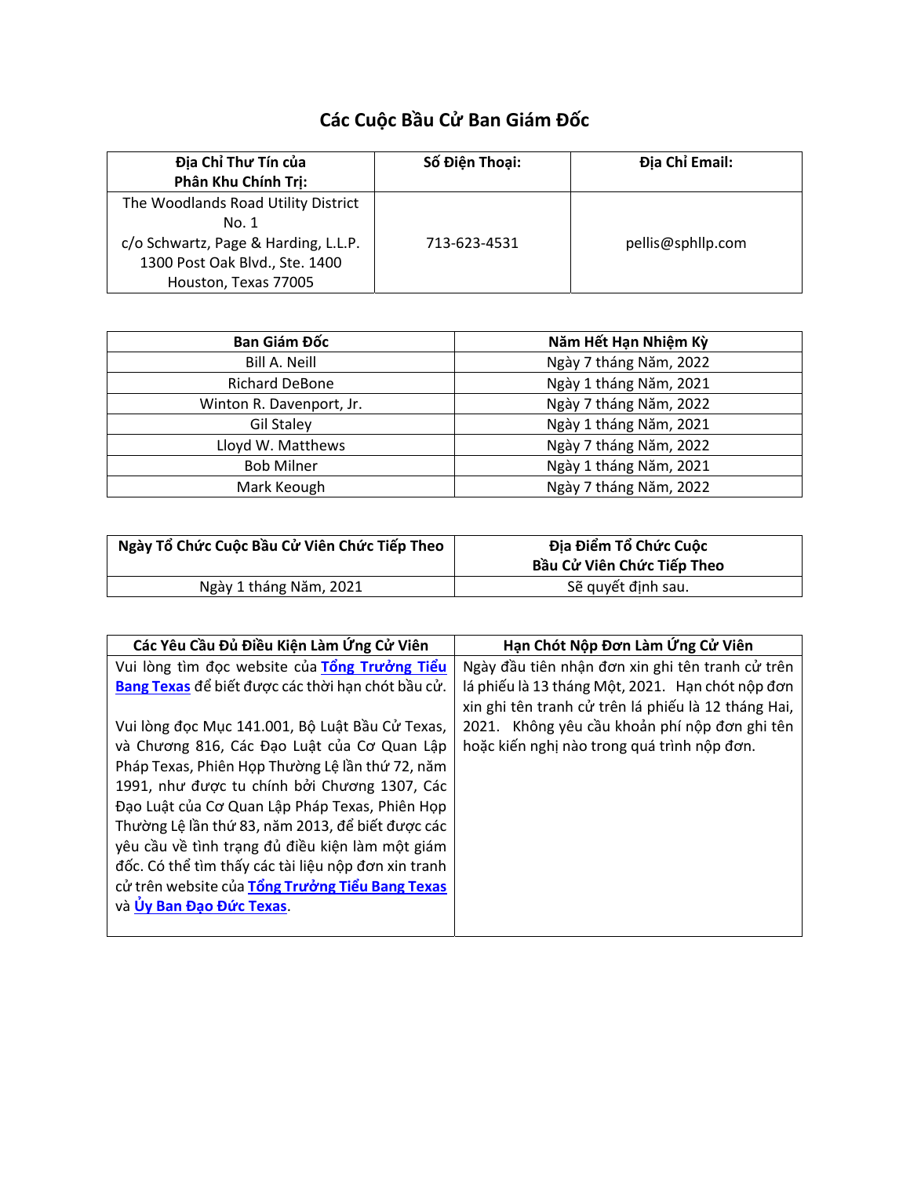# Các Cuộc Bầu Cử Ban Giám Đốc

| Địa Chỉ Thư Tín của Phân Khu Chính Trị: | Số Điện Thoại: | Địa Chỉ Email: |
|---|---|---|
| The Woodlands Road Utility District No. 1<br>c/o Schwartz, Page & Harding, L.L.P.<br>1300 Post Oak Blvd., Ste. 1400<br>Houston, Texas 77005 | 713-623-4531 | pellis@sphllp.com |

| Ban Giám Đốc | Năm Hết Hạn Nhiệm Kỳ |
|---|---|
| Bill A. Neill | Ngày 7 tháng Năm, 2022 |
| Richard DeBone | Ngày 1 tháng Năm, 2021 |
| Winton R. Davenport, Jr. | Ngày 7 tháng Năm, 2022 |
| Gil Staley | Ngày 1 tháng Năm, 2021 |
| Lloyd W. Matthews | Ngày 7 tháng Năm, 2022 |
| Bob Milner | Ngày 1 tháng Năm, 2021 |
| Mark Keough | Ngày 7 tháng Năm, 2022 |

| Ngày Tổ Chức Cuộc Bầu Cử Viên Chức Tiếp Theo | Địa Điểm Tổ Chức Cuộc Bầu Cử Viên Chức Tiếp Theo |
|---|---|
| Ngày 1 tháng Năm, 2021 | Sẽ quyết định sau. |

| Các Yêu Cầu Đủ Điều Kiện Làm Ứng Cử Viên | Hạn Chót Nộp Đơn Làm Ứng Cử Viên |
|---|---|
| Vui lòng tìm đọc website của **Tổng Trưởng Tiểu Bang Texas** để biết được các thời hạn chót bầu cử.<br><br>Vui lòng đọc Mục 141.001, Bộ Luật Bầu Cử Texas, và Chương 816, Các Đạo Luật của Cơ Quan Lập Pháp Texas, Phiên Họp Thường Lệ lần thứ 72, năm 1991, như được tu chính bởi Chương 1307, Các Đạo Luật của Cơ Quan Lập Pháp Texas, Phiên Họp Thường Lệ lần thứ 83, năm 2013, để biết được các yêu cầu về tình trạng đủ điều kiện làm một giám đốc. Có thể tìm thấy các tài liệu nộp đơn xin tranh cử trên website của **Tổng Trưởng Tiểu Bang Texas** và **Ủy Ban Đạo Đức Texas**. | Ngày đầu tiên nhận đơn xin ghi tên tranh cử trên lá phiếu là 13 tháng Một, 2021. Hạn chót nộp đơn xin ghi tên tranh cử trên lá phiếu là 12 tháng Hai, 2021. Không yêu cầu khoản phí nộp đơn ghi tên hoặc kiến nghị nào trong quá trình nộp đơn. |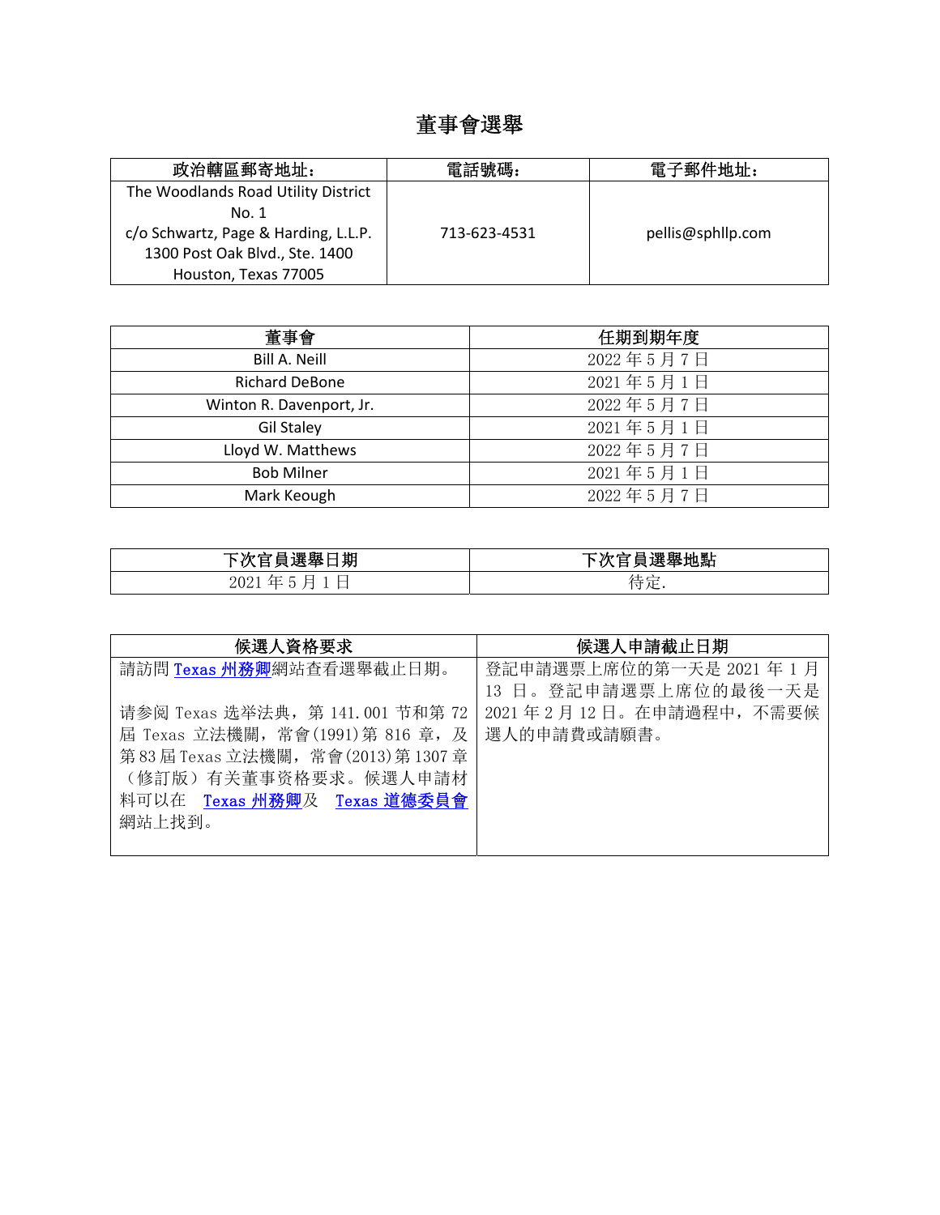# 董事會選舉

| 政治轄區郵寄地址： | 電話號碼： | 電子郵件地址： |
| --- | --- | --- |
| The Woodlands Road Utility District No. 1<br>c/o Schwartz, Page & Harding, L.L.P.<br>1300 Post Oak Blvd., Ste. 1400<br>Houston, Texas 77005 | 713-623-4531 | pellis@sphllp.com |

| 董事會 | 任期到期年度 |
| --- | --- |
| Bill A. Neill | 2022 年 5 月 7 日 |
| Richard DeBone | 2021 年 5 月 1 日 |
| Winton R. Davenport, Jr. | 2022 年 5 月 7 日 |
| Gil Staley | 2021 年 5 月 1 日 |
| Lloyd W. Matthews | 2022 年 5 月 7 日 |
| Bob Milner | 2021 年 5 月 1 日 |
| Mark Keough | 2022 年 5 月 7 日 |

| 下次官員選舉日期 | 下次官員選舉地點 |
| --- | --- |
| 2021 年 5 月 1 日 | 待定. |

| 候選人資格要求 | 候選人申請截止日期 |
| --- | --- |
| 請訪問 Texas 州務卿網站查看選舉截止日期。<br><br>请参阅 Texas 选举法典，第 141.001 节和第 72 屆 Texas 立法機關，常會(1991)第 816 章，及第 83 屆 Texas 立法機關，常會(2013)第 1307 章（修訂版）有关董事资格要求。候選人申請材料可以在 Texas 州務卿及 Texas 道德委員會網站上找到。 | 登記申請選票上席位的第一天是 2021 年 1 月 13 日。登記申請選票上席位的最後一天是 2021 年 2 月 12 日。在申請過程中，不需要候選人的申請費或請願書。 |